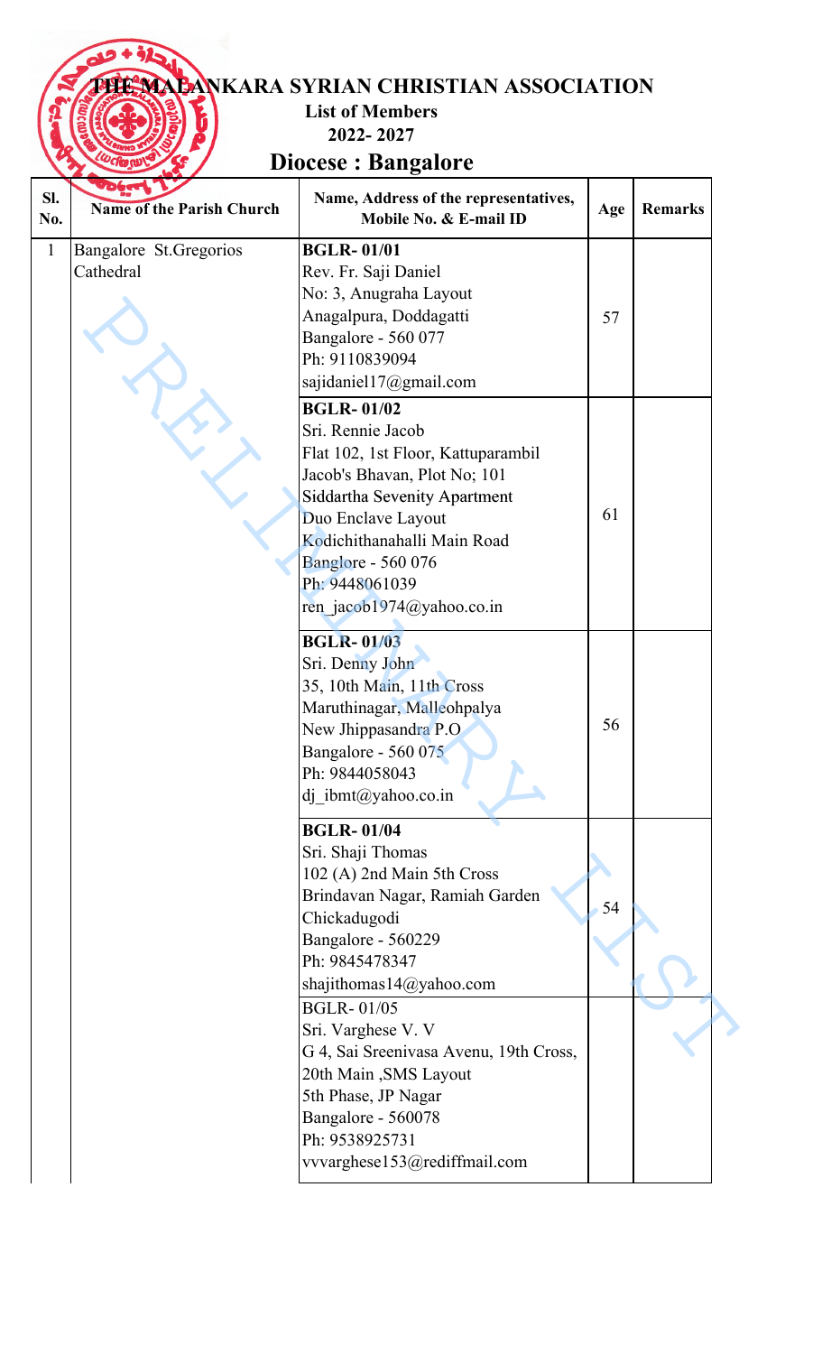# THE MALANKARA SYRIAN CHRISTIAN ASSOCIATION

**List of Members**

**2022- 2027**

## Diocese : Bangalore

| Sl. No. | Name of the Parish Church | Name, Address of the representatives, Mobile No. & E-mail ID | Age | Remarks |
|---|---|---|---|---|
| 1 | Bangalore St.Gregorios Cathedral | **BGLR- 01/01**<br>Rev. Fr. Saji Daniel<br>No: 3, Anugraha Layout<br>Anagalpura, Doddagatti<br>Bangalore - 560 077<br>Ph: 9110839094<br>sajidaniel17@gmail.com | 57 | |
| | | **BGLR- 01/02**<br>Sri. Rennie Jacob<br>Flat 102, 1st Floor, Kattuparambil<br>Jacob's Bhavan, Plot No; 101<br>Siddartha Sevenity Apartment<br>Duo Enclave Layout<br>Kodichithanahalli Main Road<br>Banglore - 560 076<br>Ph: 9448061039<br>ren_jacob1974@yahoo.co.in | 61 | |
| | | **BGLR- 01/03**<br>Sri. Denny John<br>35, 10th Main, 11th Cross<br>Maruthinagar, Malleohpalya<br>New Jhippasandra P.O<br>Bangalore - 560 075<br>Ph: 9844058043<br>dj_ibmt@yahoo.co.in | 56 | |
| | | **BGLR- 01/04**<br>Sri. Shaji Thomas<br>102 (A) 2nd Main 5th Cross<br>Brindavan Nagar, Ramiah Garden<br>Chickadugodi<br>Bangalore - 560229<br>Ph: 9845478347<br>shajithomas14@yahoo.com | 54 | |
| | | BGLR- 01/05<br>Sri. Varghese V. V<br>G 4, Sai Sreenivasa Avenu, 19th Cross,<br>20th Main ,SMS Layout<br>5th Phase, JP Nagar<br>Bangalore - 560078<br>Ph: 9538925731<br>vvvarghese153@rediffmail.com | | |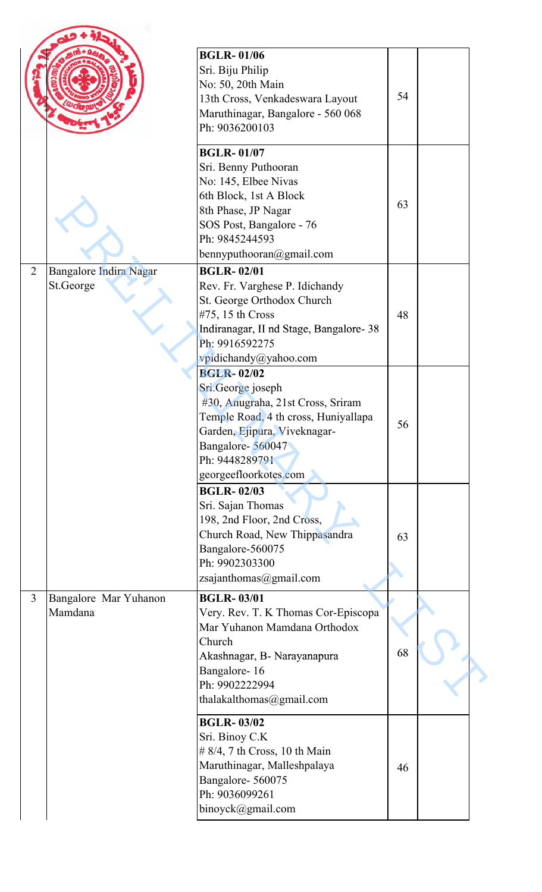| | | | | |
|---|---|---|---|---|
| | | **BGLR- 01/06**<br>Sri. Biju Philip<br>No: 50, 20th Main<br>13th Cross, Venkadeswara Layout<br>Maruthinagar, Bangalore - 560 068<br>Ph: 9036200103 | 54 | |
| | | **BGLR- 01/07**<br>Sri. Benny Puthooran<br>No: 145, Elbee Nivas<br>6th Block, 1st A Block<br>8th Phase, JP Nagar<br>SOS Post, Bangalore - 76<br>Ph: 9845244593<br>bennyputhooran@gmail.com | 63 | |
| 2 | Bangalore Indira Nagar St.George | **BGLR- 02/01**<br>Rev. Fr. Varghese P. Idichandy<br>St. George Orthodox Church<br>#75, 15 th Cross<br>Indiranagar, II nd Stage, Bangalore- 38<br>Ph: 9916592275<br>vpidichandy@yahoo.com | 48 | |
| | | **BGLR- 02/02**<br>Sri.George joseph<br>#30, Anugraha, 21st Cross, Sriram Temple Road, 4 th cross, Huniyallapa Garden, Ejipura, Viveknagar-Bangalore- 560047<br>Ph: 9448289791<br>georgeefloorkotes.com | 56 | |
| | | **BGLR- 02/03**<br>Sri. Sajan Thomas<br>198, 2nd Floor, 2nd Cross,<br>Church Road, New Thippasandra<br>Bangalore-560075<br>Ph: 9902303300<br>zsajanthomas@gmail.com | 63 | |
| 3 | Bangalore Mar Yuhanon Mamdana | **BGLR- 03/01**<br>Very. Rev. T. K Thomas Cor-Episcopa<br>Mar Yuhanon Mamdana Orthodox Church<br>Akashnagar, B- Narayanapura<br>Bangalore- 16<br>Ph: 9902222994<br>thalakalthomas@gmail.com | 68 | |
| | | **BGLR- 03/02**<br>Sri. Binoy C.K<br># 8/4, 7 th Cross, 10 th Main<br>Maruthinagar, Malleshpalaya<br>Bangalore- 560075<br>Ph: 9036099261<br>binoyck@gmail.com | 46 | |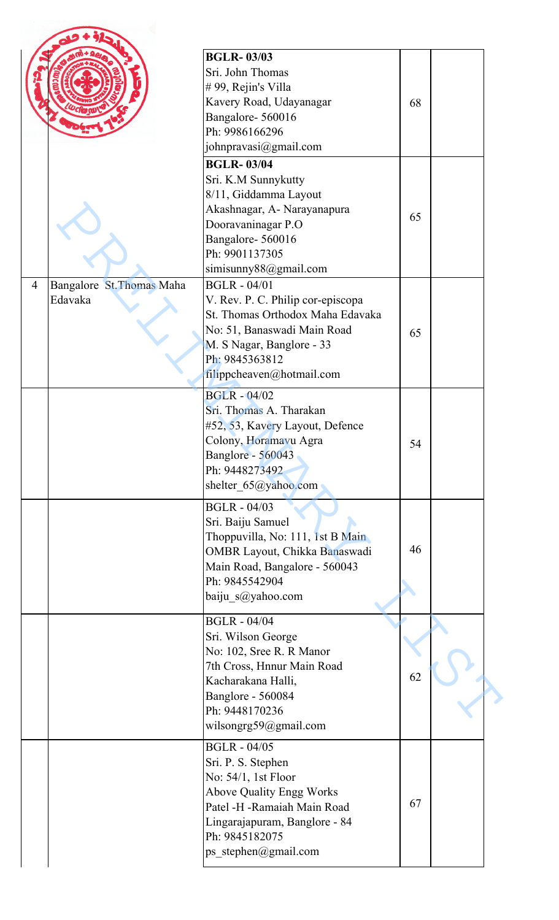| | | | | |
|---|---|---|---|---|
| | | **BGLR- 03/03**<br>Sri. John Thomas<br># 99, Rejin's Villa<br>Kavery Road, Udayanagar<br>Bangalore- 560016<br>Ph: 9986166296<br>johnpravasi@gmail.com | 68 | |
| | | **BGLR- 03/04**<br>Sri. K.M Sunnykutty<br>8/11, Giddamma Layout<br>Akashnagar, A- Narayanapura<br>Dooravaninagar P.O<br>Bangalore- 560016<br>Ph: 9901137305<br>simisunny88@gmail.com | 65 | |
| 4 | Bangalore St.Thomas Maha Edavaka | BGLR - 04/01<br>V. Rev. P. C. Philip cor-episcopa<br>St. Thomas Orthodox Maha Edavaka<br>No: 51, Banaswadi Main Road<br>M. S Nagar, Banglore - 33<br>Ph: 9845363812<br>filippcheaven@hotmail.com | 65 | |
| | | BGLR - 04/02<br>Sri. Thomas A. Tharakan<br>#52, 53, Kavery Layout, Defence Colony, Horamavu Agra<br>Banglore - 560043<br>Ph: 9448273492<br>shelter_65@yahoo.com | 54 | |
| | | BGLR - 04/03<br>Sri. Baiju Samuel<br>Thoppuvilla, No: 111, 1st B Main<br>OMBR Layout, Chikka Banaswadi<br>Main Road, Bangalore - 560043<br>Ph: 9845542904<br>baiju_s@yahoo.com | 46 | |
| | | BGLR - 04/04<br>Sri. Wilson George<br>No: 102, Sree R. R Manor<br>7th Cross, Hnnur Main Road<br>Kacharakana Halli,<br>Banglore - 560084<br>Ph: 9448170236<br>wilsongrg59@gmail.com | 62 | |
| | | BGLR - 04/05<br>Sri. P. S. Stephen<br>No: 54/1, 1st Floor<br>Above Quality Engg Works<br>Patel -H -Ramaiah Main Road<br>Lingarajapuram, Banglore - 84<br>Ph: 9845182075<br>ps_stephen@gmail.com | 67 | |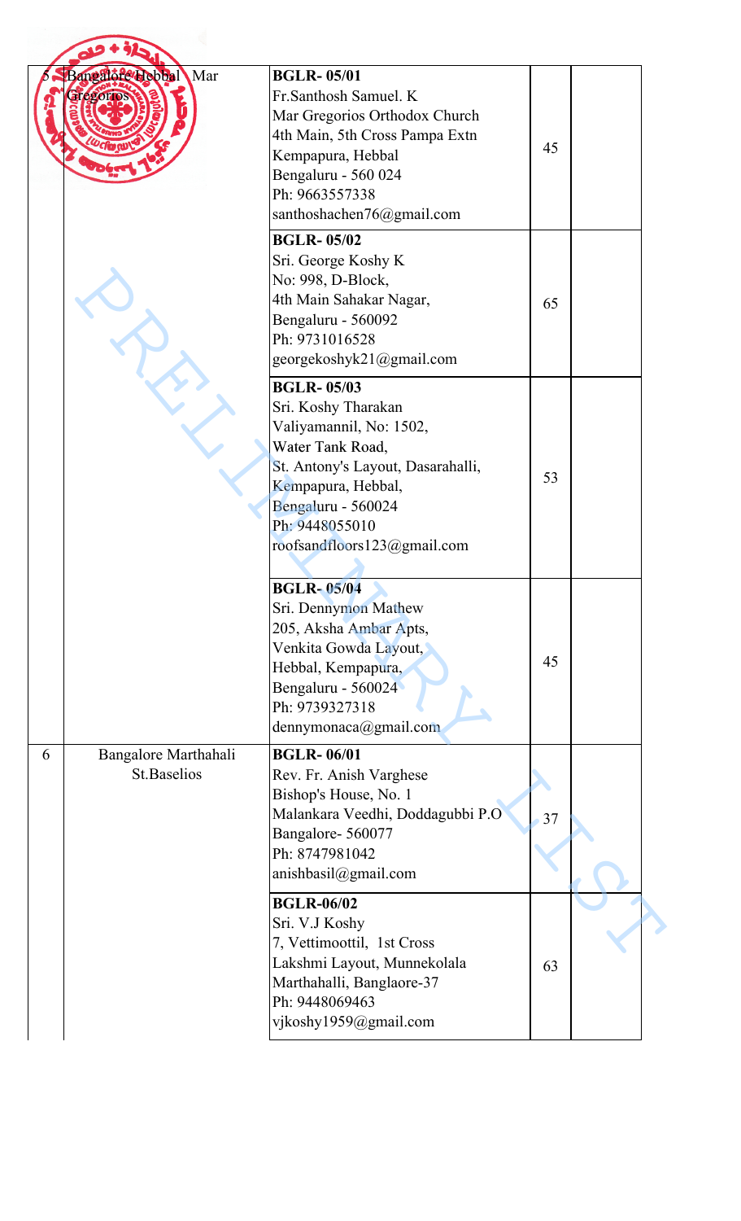| | | | | |
|---|---|---|---|---|
| 5 | Bangalore Hebbal Mar Gregorios | **BGLR- 05/01**<br>Fr.Santhosh Samuel. K<br>Mar Gregorios Orthodox Church<br>4th Main, 5th Cross Pampa Extn<br>Kempapura, Hebbal<br>Bengaluru - 560 024<br>Ph: 9663557338<br>santhoshachen76@gmail.com | 45 | |
| | | **BGLR- 05/02**<br>Sri. George Koshy K<br>No: 998, D-Block,<br>4th Main Sahakar Nagar,<br>Bengaluru - 560092<br>Ph: 9731016528<br>georgekoshyk21@gmail.com | 65 | |
| | | **BGLR- 05/03**<br>Sri. Koshy Tharakan<br>Valiyamannil, No: 1502,<br>Water Tank Road,<br>St. Antony's Layout, Dasarahalli,<br>Kempapura, Hebbal,<br>Bengaluru - 560024<br>Ph: 9448055010<br>roofsandfloors123@gmail.com | 53 | |
| | | **BGLR- 05/04**<br>Sri. Dennymon Mathew<br>205, Aksha Ambar Apts,<br>Venkita Gowda Layout,<br>Hebbal, Kempapura,<br>Bengaluru - 560024<br>Ph: 9739327318<br>dennymonaca@gmail.com | 45 | |
| 6 | Bangalore Marthahali St.Baselios | **BGLR- 06/01**<br>Rev. Fr. Anish Varghese<br>Bishop's House, No. 1<br>Malankara Veedhi, Doddagubbi P.O<br>Bangalore- 560077<br>Ph: 8747981042<br>anishbasil@gmail.com | 37 | |
| | | **BGLR-06/02**<br>Sri. V.J Koshy<br>7, Vettimoottil, 1st Cross<br>Lakshmi Layout, Munnekolala<br>Marthahalli, Banglaore-37<br>Ph: 9448069463<br>vjkoshy1959@gmail.com | 63 | |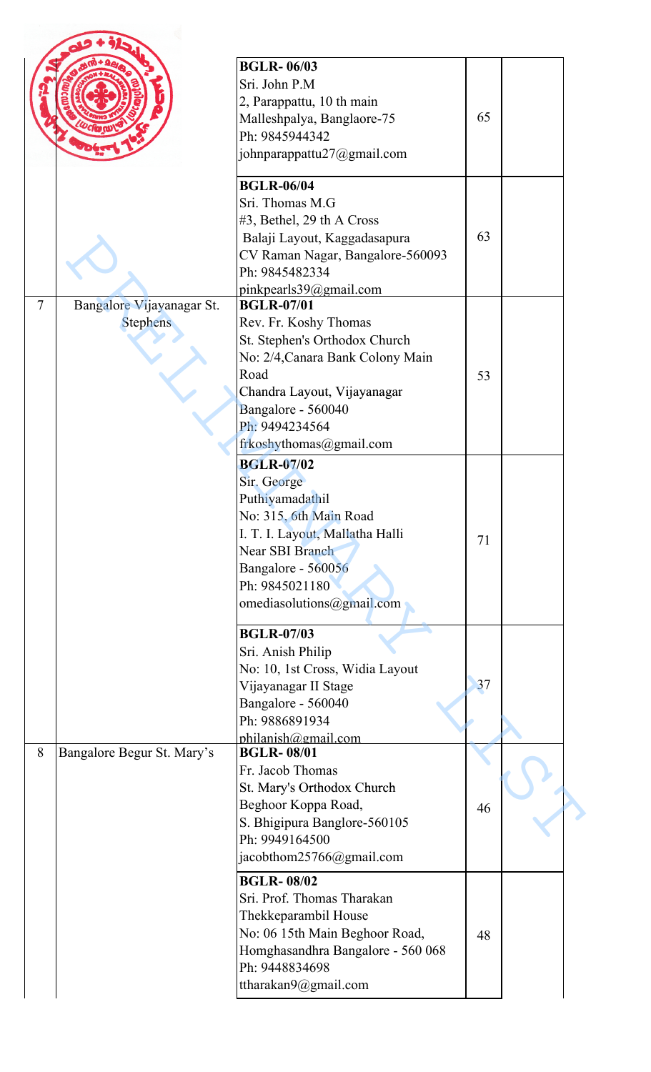| | | | | |
|---|---|---|---|---|
| | | **BGLR- 06/03**<br>Sri. John P.M<br>2, Parappattu, 10 th main<br>Malleshpalya, Banglaore-75<br>Ph: 9845944342<br>johnparappattu27@gmail.com | 65 | |
| | | **BGLR-06/04**<br>Sri. Thomas M.G<br>#3, Bethel, 29 th A Cross<br>Balaji Layout, Kaggadasapura<br>CV Raman Nagar, Bangalore-560093<br>Ph: 9845482334<br>pinkpearls39@gmail.com | 63 | |
| 7 | Bangalore Vijayanagar St. Stephens | **BGLR-07/01**<br>Rev. Fr. Koshy Thomas<br>St. Stephen's Orthodox Church<br>No: 2/4,Canara Bank Colony Main Road<br>Chandra Layout, Vijayanagar<br>Bangalore - 560040<br>Ph: 9494234564<br>frkoshythomas@gmail.com | 53 | |
| | | **BGLR-07/02**<br>Sir. George<br>Puthiyamadathil<br>No: 315, 6th Main Road<br>I. T. I. Layout, Mallatha Halli<br>Near SBI Branch<br>Bangalore - 560056<br>Ph: 9845021180<br>omediasolutions@gmail.com | 71 | |
| | | **BGLR-07/03**<br>Sri. Anish Philip<br>No: 10, 1st Cross, Widia Layout<br>Vijayanagar II Stage<br>Bangalore - 560040<br>Ph: 9886891934<br>philanish@gmail.com | 37 | |
| 8 | Bangalore Begur St. Mary's | **BGLR- 08/01**<br>Fr. Jacob Thomas<br>St. Mary's Orthodox Church<br>Beghoor Koppa Road,<br>S. Bhigipura Banglore-560105<br>Ph: 9949164500<br>jacobthom25766@gmail.com | 46 | |
| | | **BGLR- 08/02**<br>Sri. Prof. Thomas Tharakan<br>Thekkeparambil House<br>No: 06 15th Main Beghoor Road,<br>Homghasandhra Bangalore - 560 068<br>Ph: 9448834698<br>ttharakan9@gmail.com | 48 | |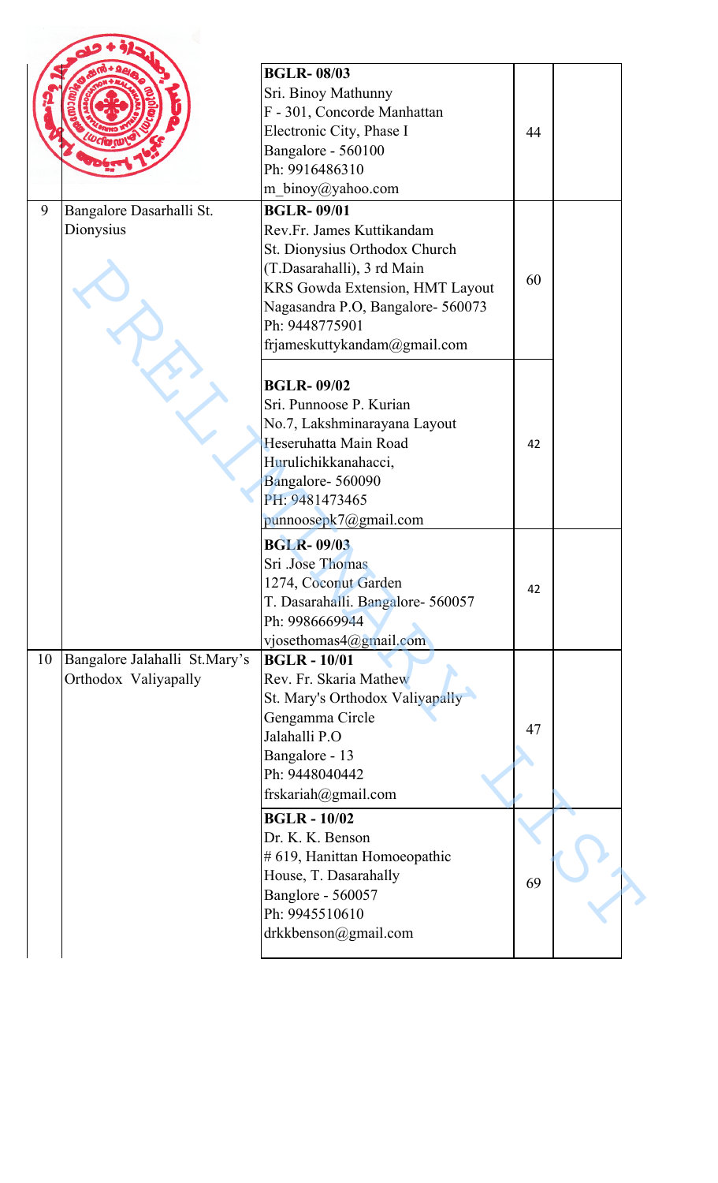| | | | | |
|---|---|---|---|---|
| | | **BGLR- 08/03**<br>Sri. Binoy Mathunny<br>F - 301, Concorde Manhattan<br>Electronic City, Phase I<br>Bangalore - 560100<br>Ph: 9916486310<br>m_binoy@yahoo.com | 44 | |
| 9 | Bangalore Dasarhalli St. Dionysius | **BGLR- 09/01**<br>Rev.Fr. James Kuttikandam<br>St. Dionysius Orthodox Church<br>(T.Dasarahalli), 3 rd Main<br>KRS Gowda Extension, HMT Layout<br>Nagasandra P.O, Bangalore- 560073<br>Ph: 9448775901<br>frjameskuttykandam@gmail.com | 60 | |
| | | **BGLR- 09/02**<br>Sri. Punnoose P. Kurian<br>No.7, Lakshminarayana Layout<br>Heseruhatta Main Road<br>Hurulichikkanahacci,<br>Bangalore- 560090<br>PH: 9481473465<br>punnoosepk7@gmail.com | 42 | |
| | | **BGLR- 09/03**<br>Sri .Jose Thomas<br>1274, Coconut Garden<br>T. Dasarahalli. Bangalore- 560057<br>Ph: 9986669944<br>vjosethomas4@gmail.com | 42 | |
| 10 | Bangalore Jalahalli St.Mary's Orthodox Valiyapally | **BGLR - 10/01**<br>Rev. Fr. Skaria Mathew<br>St. Mary's Orthodox Valiyapally<br>Gengamma Circle<br>Jalahalli P.O<br>Bangalore - 13<br>Ph: 9448040442<br>frskariah@gmail.com | 47 | |
| | | **BGLR - 10/02**<br>Dr. K. K. Benson<br># 619, Hanittan Homoeopathic House, T. Dasarahally<br>Banglore - 560057<br>Ph: 9945510610<br>drkkbenson@gmail.com | 69 | |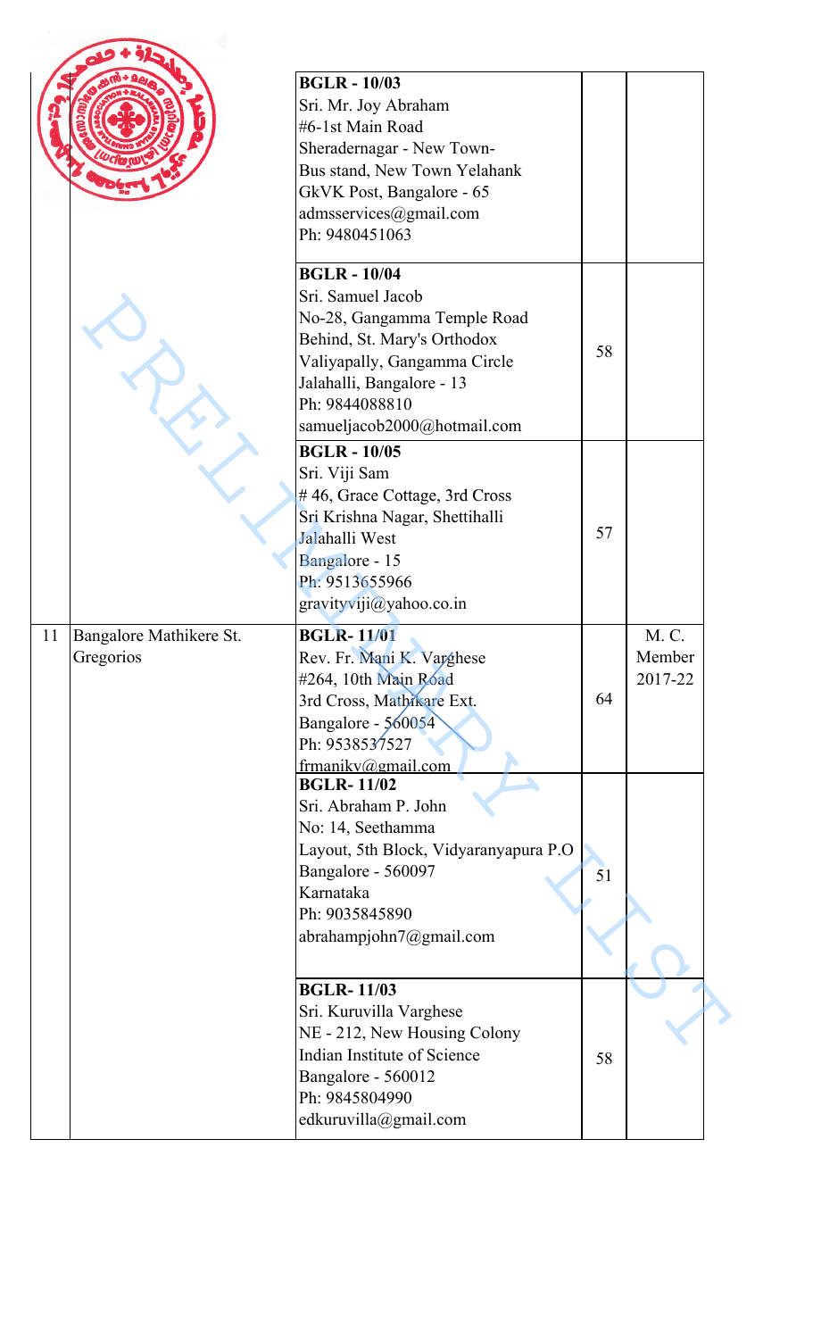| | | | | |
|---|---|---|---|---|
| | | **BGLR - 10/03**<br>Sri. Mr. Joy Abraham<br>#6-1st Main Road<br>Sheradernagar - New Town-<br>Bus stand, New Town Yelahank<br>GkVK Post, Bangalore - 65<br>admsservices@gmail.com<br>Ph: 9480451063 | | |
| | | **BGLR - 10/04**<br>Sri. Samuel Jacob<br>No-28, Gangamma Temple Road<br>Behind, St. Mary's Orthodox<br>Valiyapally, Gangamma Circle<br>Jalahalli, Bangalore - 13<br>Ph: 9844088810<br>samueljacob2000@hotmail.com | 58 | |
| | | **BGLR - 10/05**<br>Sri. Viji Sam<br># 46, Grace Cottage, 3rd Cross<br>Sri Krishna Nagar, Shettihalli<br>Jalahalli West<br>Bangalore - 15<br>Ph: 9513655966<br>gravityviji@yahoo.co.in | 57 | |
| 11 | Bangalore Mathikere St. Gregorios | **BGLR- 11/01**<br>Rev. Fr. Mani K. Varghese<br>#264, 10th Main Road<br>3rd Cross, Mathikare Ext.<br>Bangalore - 560054<br>Ph: 9538537527<br>frmanikv@gmail.com | 64 | M. C. Member 2017-22 |
| | | **BGLR- 11/02**<br>Sri. Abraham P. John<br>No: 14, Seethamma<br>Layout, 5th Block, Vidyaranyapura P.O<br>Bangalore - 560097<br>Karnataka<br>Ph: 9035845890<br>abrahampjohn7@gmail.com | 51 | |
| | | **BGLR- 11/03**<br>Sri. Kuruvilla Varghese<br>NE - 212, New Housing Colony<br>Indian Institute of Science<br>Bangalore - 560012<br>Ph: 9845804990<br>edkuruvilla@gmail.com | 58 | |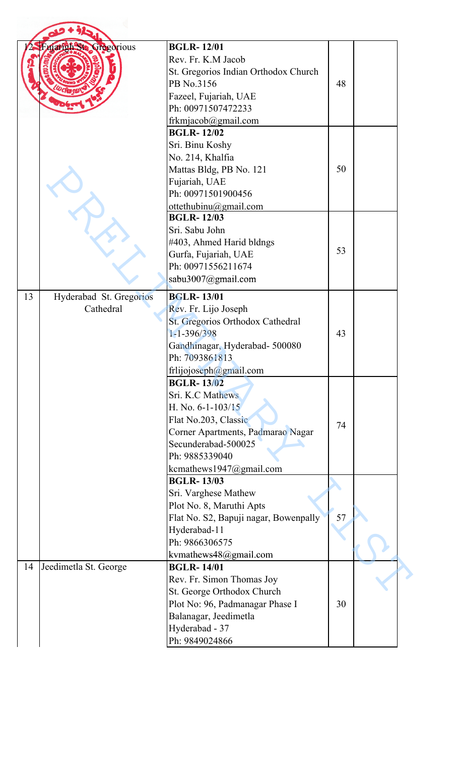| | | | | |
|---|---|---|---|---|
| 12 | Fujairah St. Gregorious | **BGLR- 12/01**<br>Rev. Fr. K.M Jacob<br>St. Gregorios Indian Orthodox Church<br>PB No.3156<br>Fazeel, Fujariah, UAE<br>Ph: 00971507472233<br>frkmjacob@gmail.com | 48 | |
| | | **BGLR- 12/02**<br>Sri. Binu Koshy<br>No. 214, Khalfia<br>Mattas Bldg, PB No. 121<br>Fujariah, UAE<br>Ph: 00971501900456<br>ottethubinu@gmail.com | 50 | |
| | | **BGLR- 12/03**<br>Sri. Sabu John<br>#403, Ahmed Harid bldngs<br>Gurfa, Fujariah, UAE<br>Ph: 00971556211674<br>sabu3007@gmail.com | 53 | |
| 13 | Hyderabad St. Gregorios Cathedral | **BGLR- 13/01**<br>Rev. Fr. Lijo Joseph<br>St. Gregorios Orthodox Cathedral<br>1-1-396/398<br>Gandhinagar, Hyderabad- 500080<br>Ph: 7093861813<br>frlijojoseph@gmail.com | 43 | |
| | | **BGLR- 13/02**<br>Sri. K.C Mathews<br>H. No. 6-1-103/15<br>Flat No.203, Classic<br>Corner Apartments, Padmarao Nagar<br>Secunderabad-500025<br>Ph: 9885339040<br>kcmathews1947@gmail.com | 74 | |
| | | **BGLR- 13/03**<br>Sri. Varghese Mathew<br>Plot No. 8, Maruthi Apts<br>Flat No. S2, Bapuji nagar, Bowenpally<br>Hyderabad-11<br>Ph: 9866306575<br>kvmathews48@gmail.com | 57 | |
| 14 | Jeedimetla St. George | **BGLR- 14/01**<br>Rev. Fr. Simon Thomas Joy<br>St. George Orthodox Church<br>Plot No: 96, Padmanagar Phase I<br>Balanagar, Jeedimetla<br>Hyderabad - 37<br>Ph: 9849024866 | 30 | |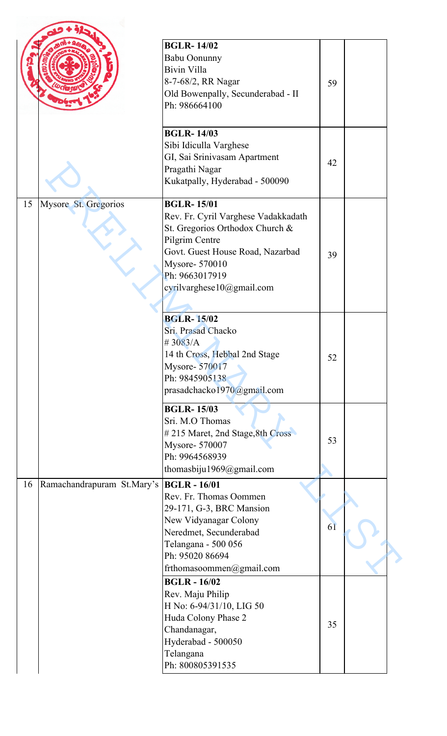| | | | | |
|---|---|---|---|---|
| | | **BGLR- 14/02**<br>Babu Oonunny<br>Bivin Villa<br>8-7-68/2, RR Nagar<br>Old Bowenpally, Secunderabad - II<br>Ph: 986664100 | 59 | |
| | | **BGLR- 14/03**<br>Sibi Idiculla Varghese<br>GI, Sai Srinivasam Apartment<br>Pragathi Nagar<br>Kukatpally, Hyderabad - 500090 | 42 | |
| 15 | Mysore St. Gregorios | **BGLR- 15/01**<br>Rev. Fr. Cyril Varghese Vadakkadath<br>St. Gregorios Orthodox Church & Pilgrim Centre<br>Govt. Guest House Road, Nazarbad<br>Mysore- 570010<br>Ph: 9663017919<br>cyrilvarghese10@gmail.com | 39 | |
| | | **BGLR- 15/02**<br>Sri. Prasad Chacko<br># 3083/A<br>14 th Cross, Hebbal 2nd Stage<br>Mysore- 570017<br>Ph: 9845905138<br>prasadchacko1970@gmail.com | 52 | |
| | | **BGLR- 15/03**<br>Sri. M.O Thomas<br># 215 Maret, 2nd Stage,8th Cross<br>Mysore- 570007<br>Ph: 9964568939<br>thomasbiju1969@gmail.com | 53 | |
| 16 | Ramachandrapuram St.Mary's | **BGLR - 16/01**<br>Rev. Fr. Thomas Oommen<br>29-171, G-3, BRC Mansion<br>New Vidyanagar Colony<br>Neredmet, Secunderabad<br>Telangana - 500 056<br>Ph: 95020 86694<br>frthomasoommen@gmail.com | 61 | |
| | | **BGLR - 16/02**<br>Rev. Maju Philip<br>H No: 6-94/31/10, LIG 50<br>Huda Colony Phase 2<br>Chandanagar,<br>Hyderabad - 500050<br>Telangana<br>Ph: 800805391535 | 35 | |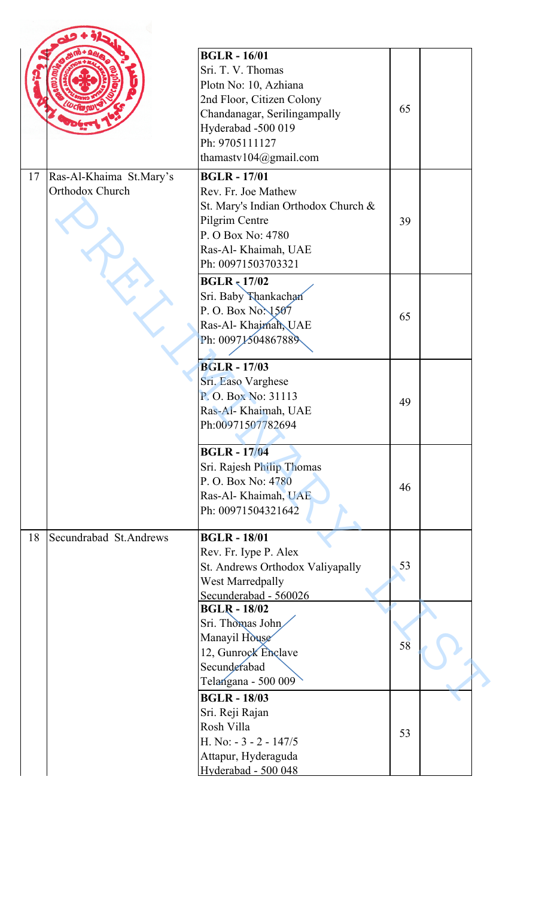| | | | | |
|---|---|---|---|---|
| | | **BGLR - 16/01**<br>Sri. T. V. Thomas<br>Plotn No: 10, Azhiana<br>2nd Floor, Citizen Colony<br>Chandanagar, Serilingampally<br>Hyderabad -500 019<br>Ph: 9705111127<br>thamastv104@gmail.com | 65 | |
| 17 | Ras-Al-Khaima St.Mary's Orthodox Church | **BGLR - 17/01**<br>Rev. Fr. Joe Mathew<br>St. Mary's Indian Orthodox Church &<br>Pilgrim Centre<br>P. O Box No: 4780<br>Ras-Al- Khaimah, UAE<br>Ph: 00971503703321 | 39 | |
| | | **BGLR - 17/02**<br>Sri. Baby Thankachan<br>P. O. Box No: 1507<br>Ras-Al- Khaimah, UAE<br>Ph: 00971504867889 | 65 | |
| | | **BGLR - 17/03**<br>Sri. Easo Varghese<br>P. O. Box No: 31113<br>Ras-Al- Khaimah, UAE<br>Ph:00971507782694 | 49 | |
| | | **BGLR - 17/04**<br>Sri. Rajesh Philip Thomas<br>P. O. Box No: 4780<br>Ras-Al- Khaimah, UAE<br>Ph: 00971504321642 | 46 | |
| 18 | Secundrabad St.Andrews | **BGLR - 18/01**<br>Rev. Fr. Iype P. Alex<br>St. Andrews Orthodox Valiyapally<br>West Marredpally<br>Secunderabad - 560026 | 53 | |
| | | **BGLR - 18/02**<br>Sri. Thomas John<br>Manayil House<br>12, Gunrock Enclave<br>Secunderabad<br>Telangana - 500 009 | 58 | |
| | | **BGLR - 18/03**<br>Sri. Reji Rajan<br>Rosh Villa<br>H. No: - 3 - 2 - 147/5<br>Attapur, Hyderaguda<br>Hyderabad - 500 048 | 53 | |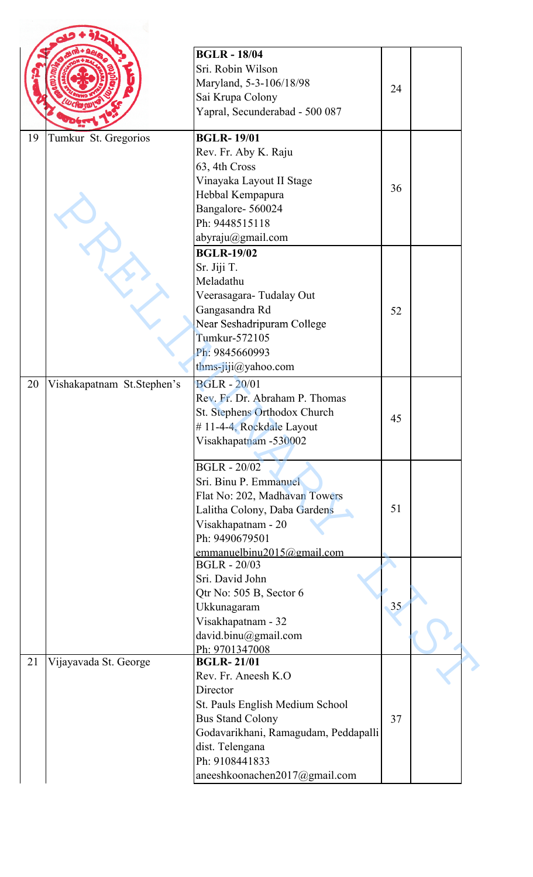| | | | | |
|---|---|---|---|---|
| | | **BGLR - 18/04**<br>Sri. Robin Wilson<br>Maryland, 5-3-106/18/98<br>Sai Krupa Colony<br>Yapral, Secunderabad - 500 087 | 24 | |
| 19 | Tumkur St. Gregorios | **BGLR- 19/01**<br>Rev. Fr. Aby K. Raju<br>63, 4th Cross<br>Vinayaka Layout II Stage<br>Hebbal Kempapura<br>Bangalore- 560024<br>Ph: 9448515118<br>abyraju@gmail.com | 36 | |
| | | **BGLR-19/02**<br>Sr. Jiji T.<br>Meladathu<br>Veerasagara- Tudalay Out<br>Gangasandra Rd<br>Near Seshadripuram College<br>Tumkur-572105<br>Ph: 9845660993<br>thms-jiji@yahoo.com | 52 | |
| 20 | Vishakapatnam St.Stephen's | BGLR - 20/01<br>Rev. Fr. Dr. Abraham P. Thomas<br>St. Stephens Orthodox Church<br># 11-4-4, Rockdale Layout<br>Visakhapatnam -530002 | 45 | |
| | | BGLR - 20/02<br>Sri. Binu P. Emmanuel<br>Flat No: 202, Madhavan Towers<br>Lalitha Colony, Daba Gardens<br>Visakhapatnam - 20<br>Ph: 9490679501<br>emmanuelbinu2015@gmail.com | 51 | |
| | | BGLR - 20/03<br>Sri. David John<br>Qtr No: 505 B, Sector 6<br>Ukkunagaram<br>Visakhapatnam - 32<br>david.binu@gmail.com<br>Ph: 9701347008 | 35 | |
| 21 | Vijayavada St. George | **BGLR- 21/01**<br>Rev. Fr. Aneesh K.O<br>Director<br>St. Pauls English Medium School<br>Bus Stand Colony<br>Godavarikhani, Ramagudam, Peddapalli dist. Telengana<br>Ph: 9108441833<br>aneeshkoonachen2017@gmail.com | 37 | |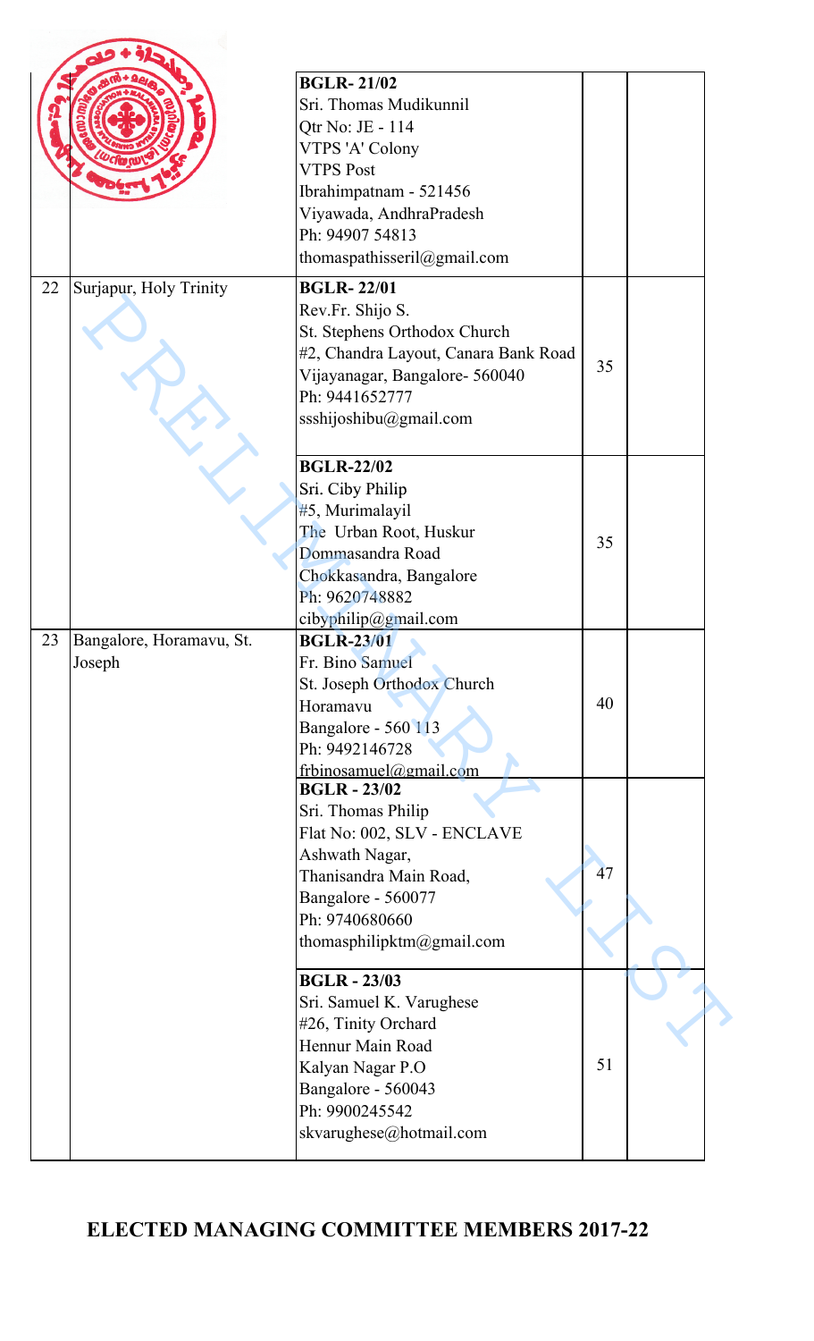| | | | | |
|---|---|---|---|---|
| | | **BGLR- 21/02**<br>Sri. Thomas Mudikunnil<br>Qtr No: JE - 114<br>VTPS 'A' Colony<br>VTPS Post<br>Ibrahimpatnam - 521456<br>Viyawada, AndhraPradesh<br>Ph: 94907 54813<br>thomaspathisseril@gmail.com | | |
| 22 | Surjapur, Holy Trinity | **BGLR- 22/01**<br>Rev.Fr. Shijo S.<br>St. Stephens Orthodox Church<br>#2, Chandra Layout, Canara Bank Road<br>Vijayanagar, Bangalore- 560040<br>Ph: 9441652777<br>ssshijoshibu@gmail.com | 35 | |
| | | **BGLR-22/02**<br>Sri. Ciby Philip<br>#5, Murimalayil<br>The Urban Root, Huskur<br>Dommasandra Road<br>Chokkasandra, Bangalore<br>Ph: 9620748882<br>cibyphilip@gmail.com | 35 | |
| 23 | Bangalore, Horamavu, St. Joseph | **BGLR-23/01**<br>Fr. Bino Samuel<br>St. Joseph Orthodox Church<br>Horamavu<br>Bangalore - 560 113<br>Ph: 9492146728<br>frbinosamuel@gmail.com | 40 | |
| | | **BGLR - 23/02**<br>Sri. Thomas Philip<br>Flat No: 002, SLV - ENCLAVE<br>Ashwath Nagar,<br>Thanisandra Main Road,<br>Bangalore - 560077<br>Ph: 9740680660<br>thomasphilipktm@gmail.com | 47 | |
| | | **BGLR - 23/03**<br>Sri. Samuel K. Varughese<br>#26, Tinity Orchard<br>Hennur Main Road<br>Kalyan Nagar P.O<br>Bangalore - 560043<br>Ph: 9900245542<br>skvarughese@hotmail.com | 51 | |

## ELECTED MANAGING COMMITTEE MEMBERS 2017-22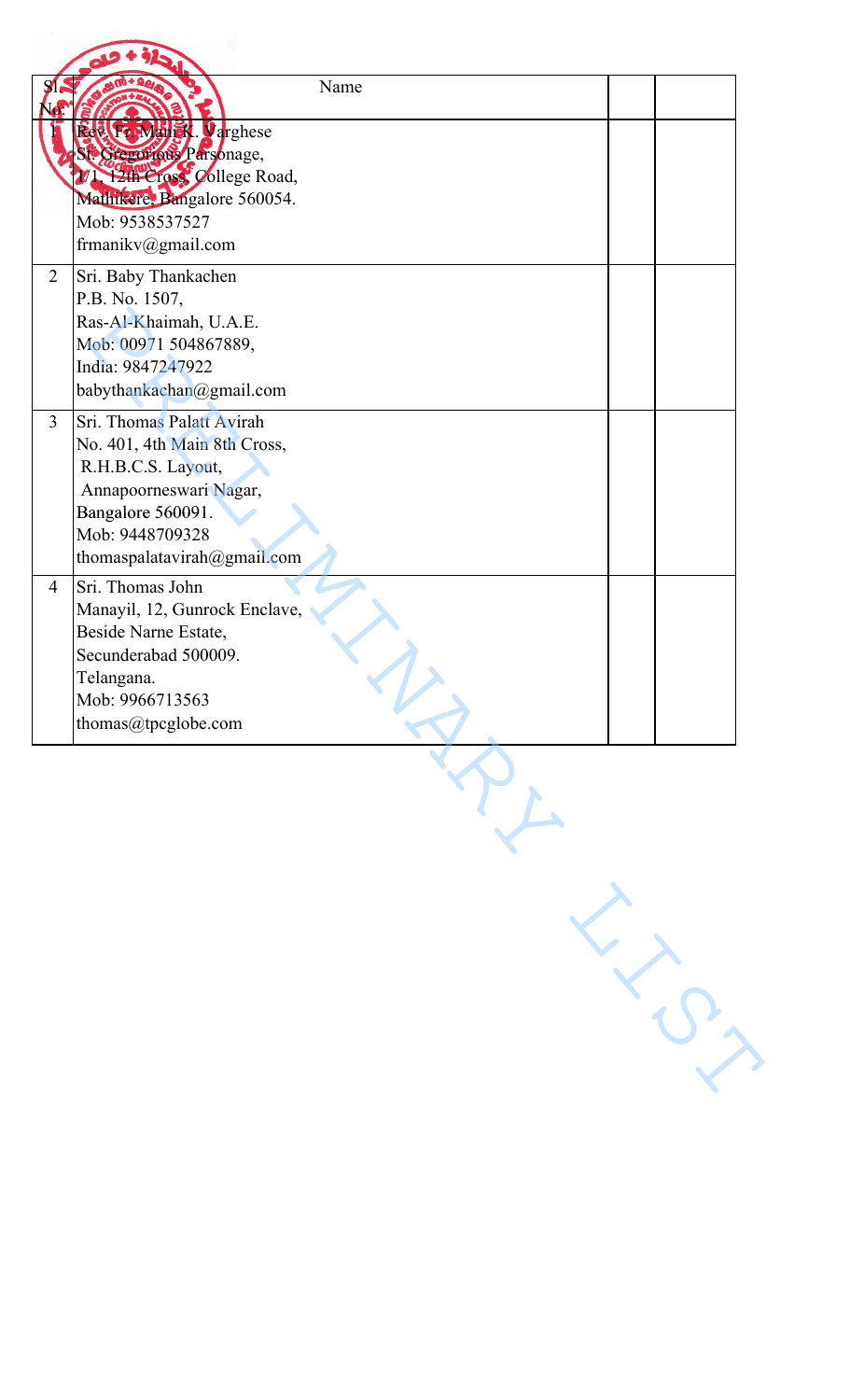| Sl. No. | Name | | |
|---|---|---|---|
| 1 | Rev. Fr. Mani K. Varghese<br>St. Gregorious Parsonage,<br>1/1, 12th Cross, College Road,<br>Mathikere, Bangalore 560054.<br>Mob: 9538537527<br>frmanikv@gmail.com | | |
| 2 | Sri. Baby Thankachen<br>P.B. No. 1507,<br>Ras-Al-Khaimah, U.A.E.<br>Mob: 00971 504867889,<br>India: 9847247922<br>babythankachan@gmail.com | | |
| 3 | Sri. Thomas Palatt Avirah<br>No. 401, 4th Main 8th Cross,<br>R.H.B.C.S. Layout,<br>Annapoorneswari Nagar,<br>Bangalore 560091.<br>Mob: 9448709328<br>thomaspalatavirah@gmail.com | | |
| 4 | Sri. Thomas John<br>Manayil, 12, Gunrock Enclave,<br>Beside Narne Estate,<br>Secunderabad 500009.<br>Telangana.<br>Mob: 9966713563<br>thomas@tpcglobe.com | | |

PRELIMINARY LIST